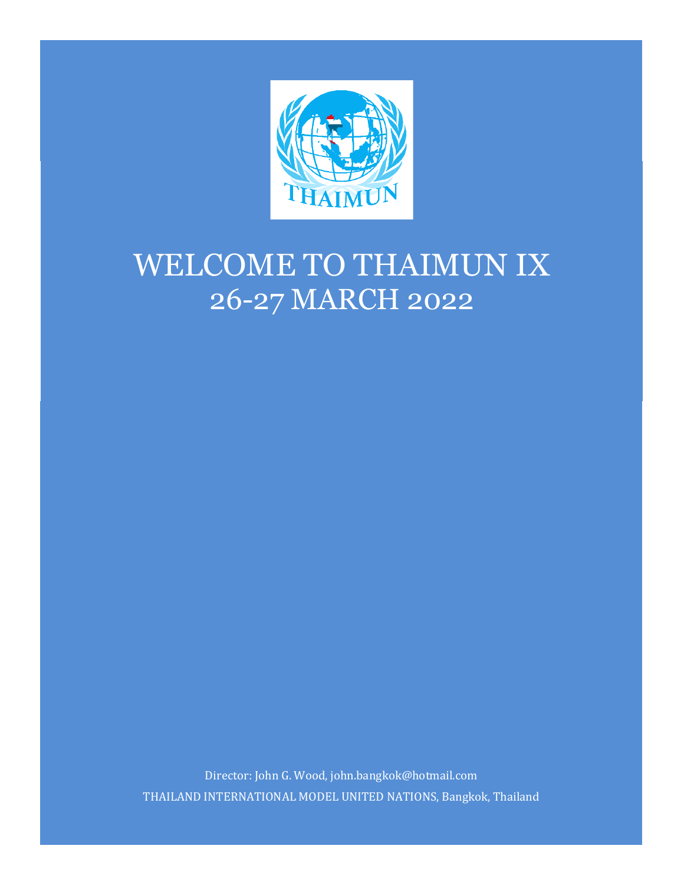# WELCOME TO THAIMUN IX
## 26-27 MARCH 2022

Director: John G. Wood, john.bangkok@hotmail.com

THAILAND INTERNATIONAL MODEL UNITED NATIONS, Bangkok, Thailand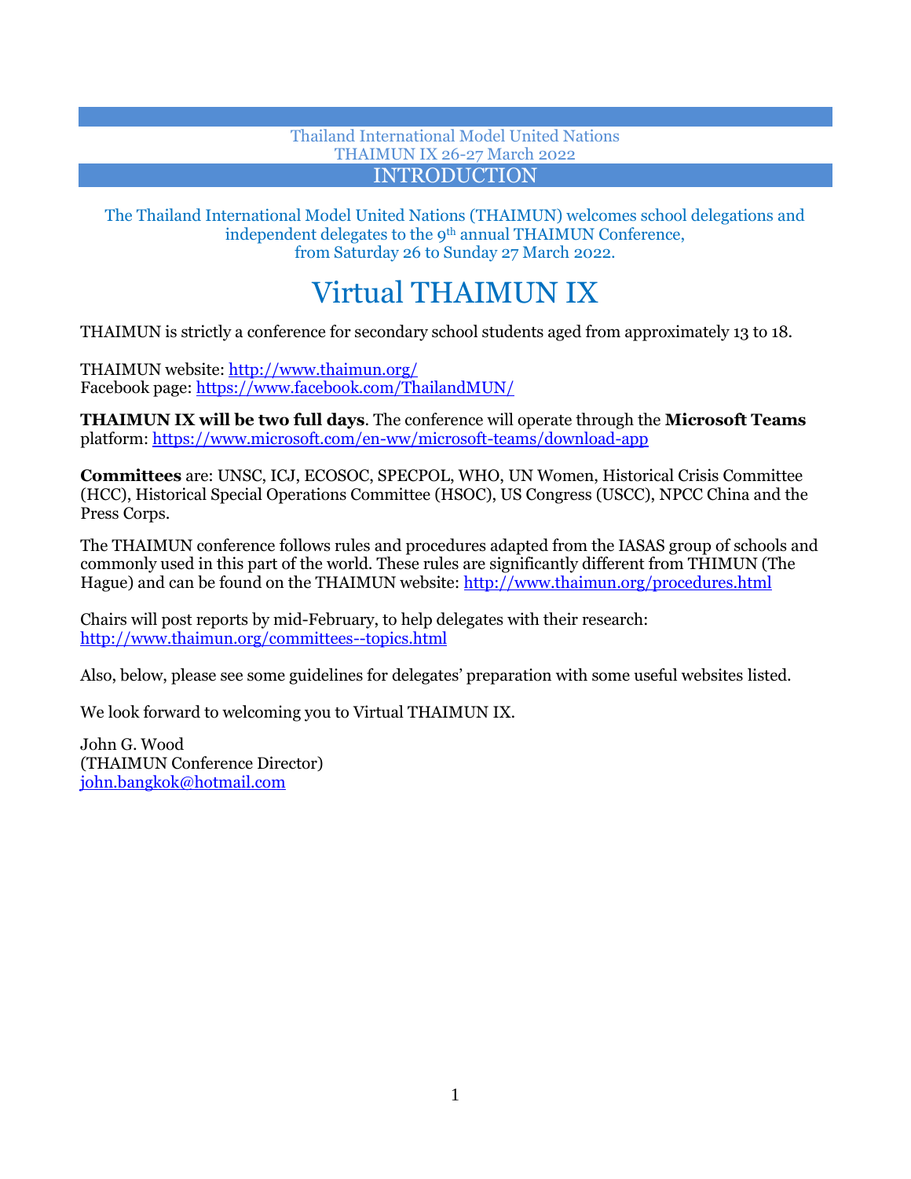Thailand International Model United Nations
THAIMUN IX 26-27 March 2022

## INTRODUCTION

The Thailand International Model United Nations (THAIMUN) welcomes school delegations and independent delegates to the 9th annual THAIMUN Conference, from Saturday 26 to Sunday 27 March 2022.

# Virtual THAIMUN IX

THAIMUN is strictly a conference for secondary school students aged from approximately 13 to 18.

THAIMUN website: http://www.thaimun.org/
Facebook page: https://www.facebook.com/ThailandMUN/

**THAIMUN IX will be two full days**. The conference will operate through the **Microsoft Teams** platform: https://www.microsoft.com/en-ww/microsoft-teams/download-app

**Committees** are: UNSC, ICJ, ECOSOC, SPECPOL, WHO, UN Women, Historical Crisis Committee (HCC), Historical Special Operations Committee (HSOC), US Congress (USCC), NPCC China and the Press Corps.

The THAIMUN conference follows rules and procedures adapted from the IASAS group of schools and commonly used in this part of the world. These rules are significantly different from THIMUN (The Hague) and can be found on the THAIMUN website: http://www.thaimun.org/procedures.html

Chairs will post reports by mid-February, to help delegates with their research: http://www.thaimun.org/committees--topics.html

Also, below, please see some guidelines for delegates' preparation with some useful websites listed.

We look forward to welcoming you to Virtual THAIMUN IX.

John G. Wood
(THAIMUN Conference Director)
john.bangkok@hotmail.com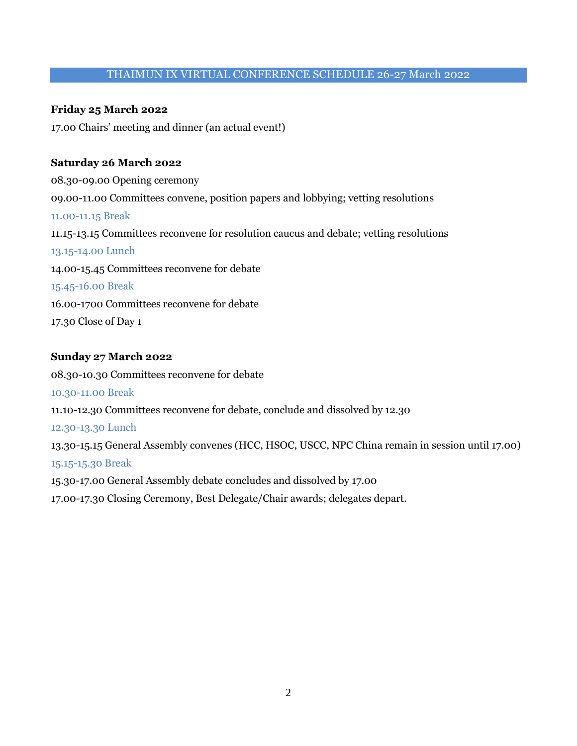## THAIMUN IX VIRTUAL CONFERENCE SCHEDULE 26-27 March 2022

**Friday 25 March 2022**

17.00 Chairs' meeting and dinner (an actual event!)

**Saturday 26 March 2022**

08.30-09.00 Opening ceremony

09.00-11.00 Committees convene, position papers and lobbying; vetting resolutions

11.00-11.15 Break

11.15-13.15 Committees reconvene for resolution caucus and debate; vetting resolutions

13.15-14.00 Lunch

14.00-15.45 Committees reconvene for debate

15.45-16.00 Break

16.00-1700 Committees reconvene for debate

17.30 Close of Day 1

**Sunday 27 March 2022**

08.30-10.30 Committees reconvene for debate

10.30-11.00 Break

11.10-12.30 Committees reconvene for debate, conclude and dissolved by 12.30

12.30-13.30 Lunch

13.30-15.15 General Assembly convenes (HCC, HSOC, USCC, NPC China remain in session until 17.00)

15.15-15.30 Break

15.30-17.00 General Assembly debate concludes and dissolved by 17.00

17.00-17.30 Closing Ceremony, Best Delegate/Chair awards; delegates depart.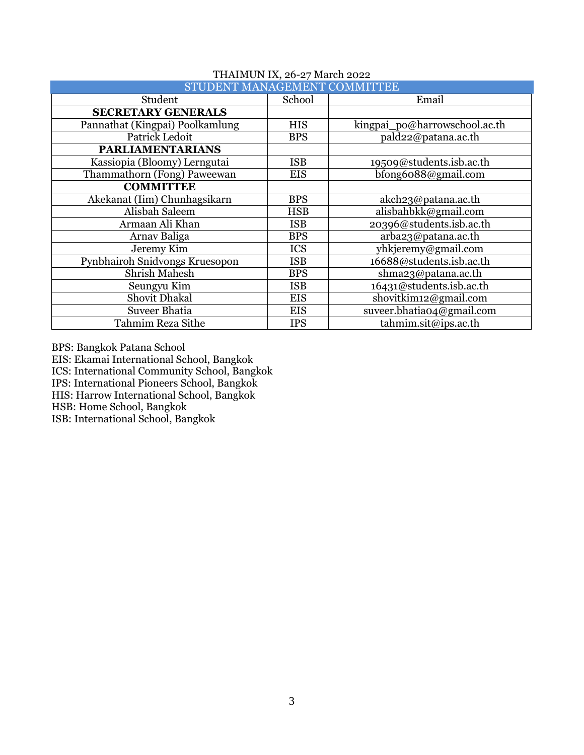THAIMUN IX, 26-27 March 2022

| STUDENT MANAGEMENT COMMITTEE | | |
|---|---|---|
| Student | School | Email |
| **SECRETARY GENERALS** | | |
| Pannathat (Kingpai) Poolkamlung | HIS | kingpai_po@harrowschool.ac.th |
| Patrick Ledoit | BPS | pald22@patana.ac.th |
| **PARLIAMENTARIANS** | | |
| Kassiopia (Bloomy) Lerngutai | ISB | 19509@students.isb.ac.th |
| Thammathorn (Fong) Paweewan | EIS | bfong6088@gmail.com |
| **COMMITTEE** | | |
| Akekanat (Iim) Chunhagsikarn | BPS | akch23@patana.ac.th |
| Alisbah Saleem | HSB | alisbahbkk@gmail.com |
| Armaan Ali Khan | ISB | 20396@students.isb.ac.th |
| Arnav Baliga | BPS | arba23@patana.ac.th |
| Jeremy Kim | ICS | yhkjeremy@gmail.com |
| Pynbhairoh Snidvongs Kruesopon | ISB | 16688@students.isb.ac.th |
| Shrish Mahesh | BPS | shma23@patana.ac.th |
| Seungyu Kim | ISB | 16431@students.isb.ac.th |
| Shovit Dhakal | EIS | shovitkim12@gmail.com |
| Suveer Bhatia | EIS | suveer.bhatia04@gmail.com |
| Tahmim Reza Sithe | IPS | tahmim.sit@ips.ac.th |

BPS: Bangkok Patana School
EIS: Ekamai International School, Bangkok
ICS: International Community School, Bangkok
IPS: International Pioneers School, Bangkok
HIS: Harrow International School, Bangkok
HSB: Home School, Bangkok
ISB: International School, Bangkok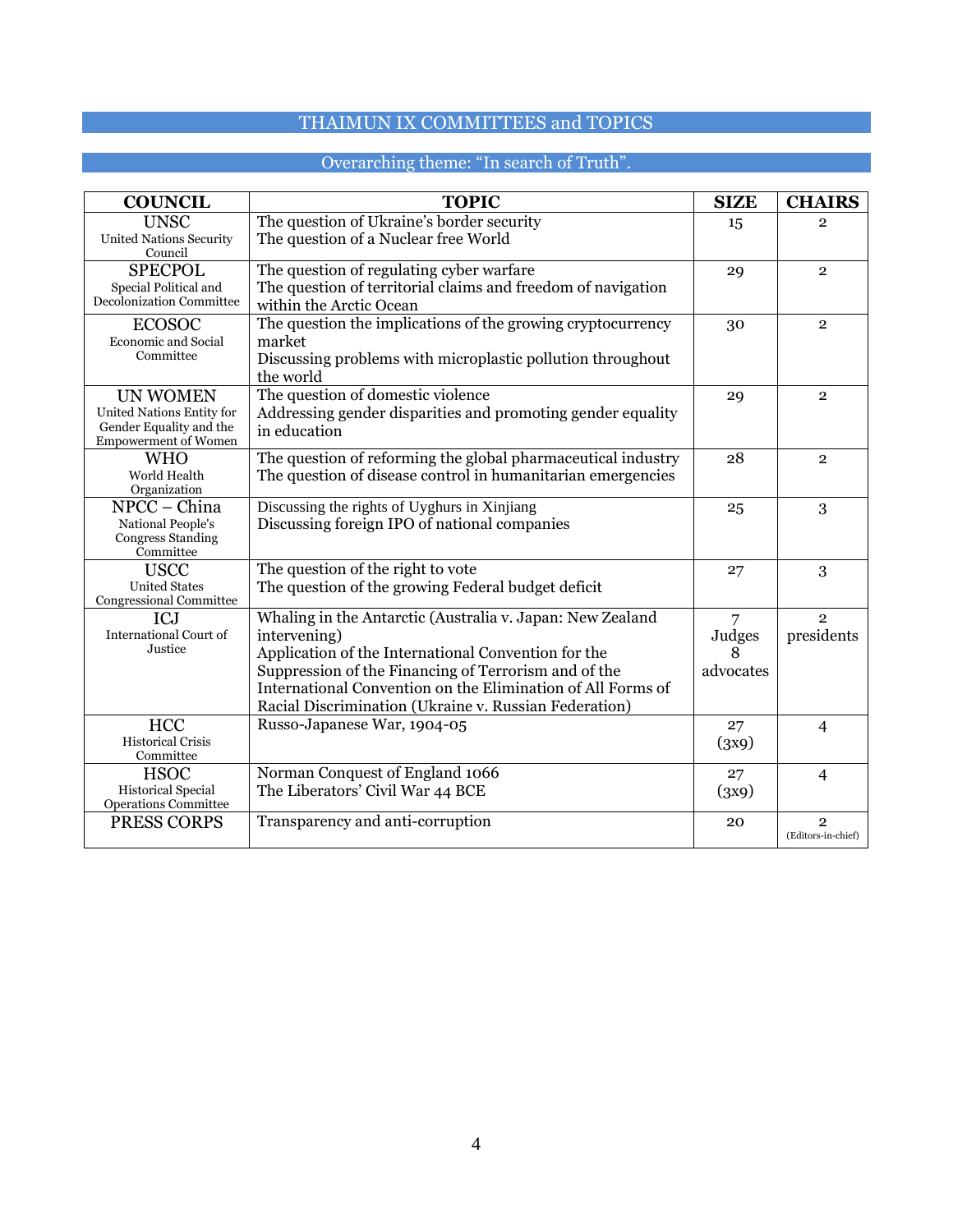## THAIMUN IX COMMITTEES and TOPICS

### Overarching theme: "In search of Truth".

| COUNCIL | TOPIC | SIZE | CHAIRS |
|---|---|---|---|
| UNSC<br>United Nations Security Council | The question of Ukraine's border security<br>The question of a Nuclear free World | 15 | 2 |
| SPECPOL<br>Special Political and Decolonization Committee | The question of regulating cyber warfare<br>The question of territorial claims and freedom of navigation within the Arctic Ocean | 29 | 2 |
| ECOSOC<br>Economic and Social Committee | The question the implications of the growing cryptocurrency market<br>Discussing problems with microplastic pollution throughout the world | 30 | 2 |
| UN WOMEN<br>United Nations Entity for Gender Equality and the Empowerment of Women | The question of domestic violence<br>Addressing gender disparities and promoting gender equality in education | 29 | 2 |
| WHO<br>World Health Organization | The question of reforming the global pharmaceutical industry<br>The question of disease control in humanitarian emergencies | 28 | 2 |
| NPCC – China<br>National People's Congress Standing Committee | Discussing the rights of Uyghurs in Xinjiang<br>Discussing foreign IPO of national companies | 25 | 3 |
| USCC<br>United States Congressional Committee | The question of the right to vote<br>The question of the growing Federal budget deficit | 27 | 3 |
| ICJ<br>International Court of Justice | Whaling in the Antarctic (Australia v. Japan: New Zealand intervening)<br>Application of the International Convention for the Suppression of the Financing of Terrorism and of the International Convention on the Elimination of All Forms of Racial Discrimination (Ukraine v. Russian Federation) | 7 Judges<br>8 advocates | 2 presidents |
| HCC<br>Historical Crisis Committee | Russo-Japanese War, 1904-05 | 27<br>(3x9) | 4 |
| HSOC<br>Historical Special Operations Committee | Norman Conquest of England 1066<br>The Liberators' Civil War 44 BCE | 27<br>(3x9) | 4 |
| PRESS CORPS | Transparency and anti-corruption | 20 | 2<br>(Editors-in-chief) |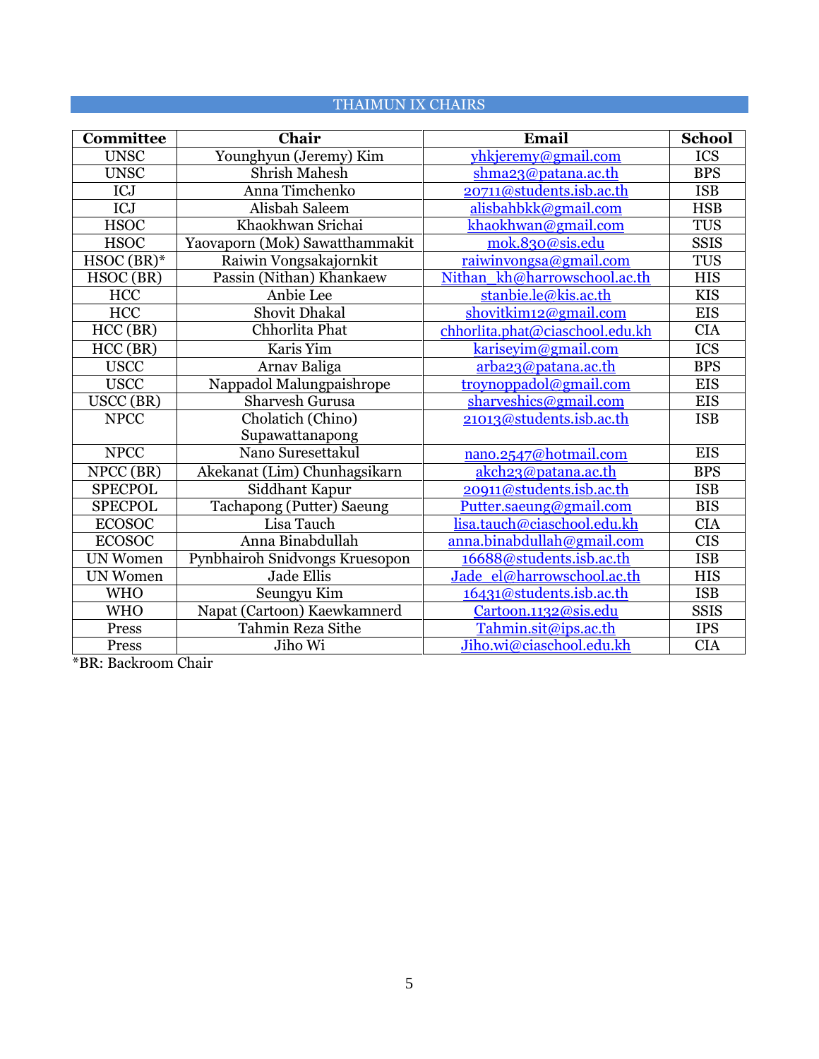## THAIMUN IX CHAIRS

| Committee | Chair | Email | School |
|---|---|---|---|
| UNSC | Younghyun (Jeremy) Kim | yhkjeremy@gmail.com | ICS |
| UNSC | Shrish Mahesh | shma23@patana.ac.th | BPS |
| ICJ | Anna Timchenko | 20711@students.isb.ac.th | ISB |
| ICJ | Alisbah Saleem | alisbahbkk@gmail.com | HSB |
| HSOC | Khaokhwan Srichai | khaokhwan@gmail.com | TUS |
| HSOC | Yaovaporn (Mok) Sawatthammakit | mok.830@sis.edu | SSIS |
| HSOC (BR)* | Raiwin Vongsakajornkit | raiwinvongsa@gmail.com | TUS |
| HSOC (BR) | Passin (Nithan) Khankaew | Nithan_kh@harrowschool.ac.th | HIS |
| HCC | Anbie Lee | stanbie.le@kis.ac.th | KIS |
| HCC | Shovit Dhakal | shovitkim12@gmail.com | EIS |
| HCC (BR) | Chhorlita Phat | chhorlita.phat@ciaschool.edu.kh | CIA |
| HCC (BR) | Karis Yim | kariseyim@gmail.com | ICS |
| USCC | Arnav Baliga | arba23@patana.ac.th | BPS |
| USCC | Nappadol Malungpaishrope | troynoppadol@gmail.com | EIS |
| USCC (BR) | Sharvesh Gurusa | sharveshics@gmail.com | EIS |
| NPCC | Cholatich (Chino) Supawattanapong | 21013@students.isb.ac.th | ISB |
| NPCC | Nano Suresettakul | nano.2547@hotmail.com | EIS |
| NPCC (BR) | Akekanat (Lim) Chunhagsikarn | akch23@patana.ac.th | BPS |
| SPECPOL | Siddhant Kapur | 20911@students.isb.ac.th | ISB |
| SPECPOL | Tachapong (Putter) Saeung | Putter.saeung@gmail.com | BIS |
| ECOSOC | Lisa Tauch | lisa.tauch@ciaschool.edu.kh | CIA |
| ECOSOC | Anna Binabdullah | anna.binabdullah@gmail.com | CIS |
| UN Women | Pynbhairoh Snidvongs Kruesopon | 16688@students.isb.ac.th | ISB |
| UN Women | Jade Ellis | Jade_el@harrowschool.ac.th | HIS |
| WHO | Seungyu Kim | 16431@students.isb.ac.th | ISB |
| WHO | Napat (Cartoon) Kaewkamnerd | Cartoon.1132@sis.edu | SSIS |
| Press | Tahmin Reza Sithe | Tahmin.sit@ips.ac.th | IPS |
| Press | Jiho Wi | Jiho.wi@ciaschool.edu.kh | CIA |

*BR: Backroom Chair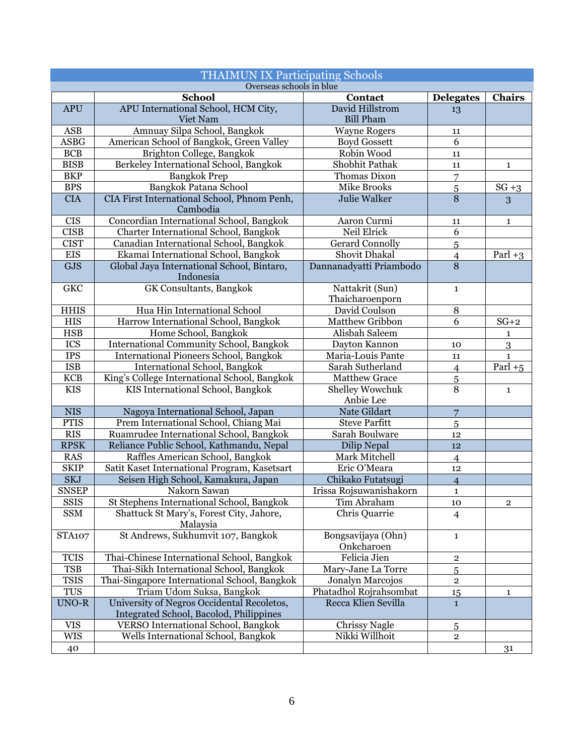## THAIMUN IX Participating Schools

Overseas schools in blue

| | School | Contact | Delegates | Chairs |
|---|---|---|---|---|
| APU | APU International School, HCM City, Viet Nam | David Hillstrom Bill Pham | 13 | |
| ASB | Amnuay Silpa School, Bangkok | Wayne Rogers | 11 | |
| ASBG | American School of Bangkok, Green Valley | Boyd Gossett | 6 | |
| BCB | Brighton College, Bangkok | Robin Wood | 11 | |
| BISB | Berkeley International School, Bangkok | Shobhit Pathak | 11 | 1 |
| BKP | Bangkok Prep | Thomas Dixon | 7 | |
| BPS | Bangkok Patana School | Mike Brooks | 5 | SG +3 |
| CIA | CIA First International School, Phnom Penh, Cambodia | Julie Walker | 8 | 3 |
| CIS | Concordian International School, Bangkok | Aaron Curmi | 11 | 1 |
| CISB | Charter International School, Bangkok | Neil Elrick | 6 | |
| CIST | Canadian International School, Bangkok | Gerard Connolly | 5 | |
| EIS | Ekamai International School, Bangkok | Shovit Dhakal | 4 | Parl +3 |
| GJS | Global Jaya International School, Bintaro, Indonesia | Dannanadyatti Priambodo | 8 | |
| GKC | GK Consultants, Bangkok | Nattakrit (Sun) Thaicharoenporn | 1 | |
| HHIS | Hua Hin International School | David Coulson | 8 | |
| HIS | Harrow International School, Bangkok | Matthew Gribbon | 6 | SG+2 |
| HSB | Home School, Bangkok | Alisbah Saleem | | 1 |
| ICS | International Community School, Bangkok | Dayton Kannon | 10 | 3 |
| IPS | International Pioneers School, Bangkok | Maria-Louis Pante | 11 | 1 |
| ISB | International School, Bangkok | Sarah Sutherland | 4 | Parl +5 |
| KCB | King's College International School, Bangkok | Matthew Grace | 5 | |
| KIS | KIS International School, Bangkok | Shelley Wowchuk Anbie Lee | 8 | 1 |
| NIS | Nagoya International School, Japan | Nate Gildart | 7 | |
| PTIS | Prem International School, Chiang Mai | Steve Parfitt | 5 | |
| RIS | Ruamrudee International School, Bangkok | Sarah Boulware | 12 | |
| RPSK | Reliance Public School, Kathmandu, Nepal | Dilip Nepal | 12 | |
| RAS | Raffles American School, Bangkok | Mark Mitchell | 4 | |
| SKIP | Satit Kaset International Program, Kasetsart | Eric O'Meara | 12 | |
| SKJ | Seisen High School, Kamakura, Japan | Chikako Futatsugi | 4 | |
| SNSEP | Nakorn Sawan | Irissa Rojsuwanishakorn | 1 | |
| SSIS | St Stephens International School, Bangkok | Tim Abraham | 10 | 2 |
| SSM | Shattuck St Mary's, Forest City, Jahore, Malaysia | Chris Quarrie | 4 | |
| STA107 | St Andrews, Sukhumvit 107, Bangkok | Bongsavijaya (Ohn) Onkcharoen | 1 | |
| TCIS | Thai-Chinese International School, Bangkok | Felicia Jien | 2 | |
| TSB | Thai-Sikh International School, Bangkok | Mary-Jane La Torre | 5 | |
| TSIS | Thai-Singapore International School, Bangkok | Jonalyn Marcojos | 2 | |
| TUS | Triam Udom Suksa, Bangkok | Phatadhol Rojrahsombat | 15 | 1 |
| UNO-R | University of Negros Occidental Recoletos, Integrated School, Bacolod, Philippines | Recca Klien Sevilla | 1 | |
| VIS | VERSO International School, Bangkok | Chrissy Nagle | 5 | |
| WIS | Wells International School, Bangkok | Nikki Willhoit | 2 | |
| 40 | | | | 31 |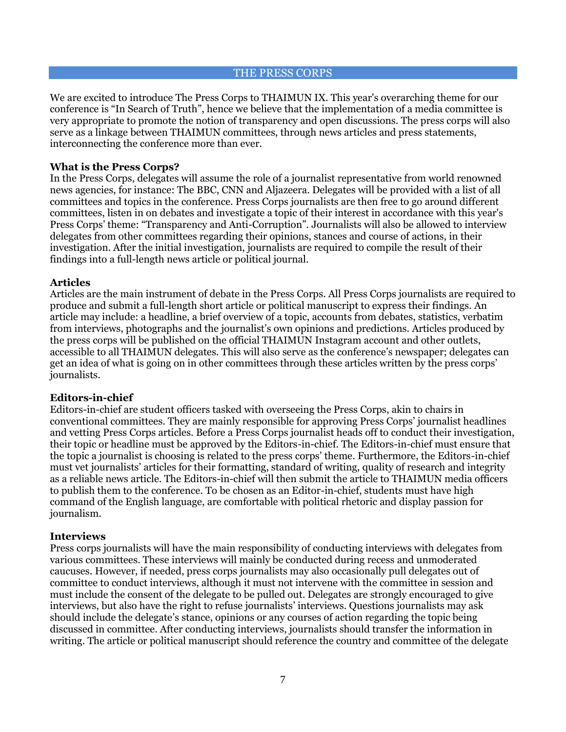## THE PRESS CORPS

We are excited to introduce The Press Corps to THAIMUN IX. This year's overarching theme for our conference is "In Search of Truth", hence we believe that the implementation of a media committee is very appropriate to promote the notion of transparency and open discussions. The press corps will also serve as a linkage between THAIMUN committees, through news articles and press statements, interconnecting the conference more than ever.

**What is the Press Corps?**
In the Press Corps, delegates will assume the role of a journalist representative from world renowned news agencies, for instance: The BBC, CNN and Aljazeera. Delegates will be provided with a list of all committees and topics in the conference. Press Corps journalists are then free to go around different committees, listen in on debates and investigate a topic of their interest in accordance with this year's Press Corps' theme: "Transparency and Anti-Corruption". Journalists will also be allowed to interview delegates from other committees regarding their opinions, stances and course of actions, in their investigation. After the initial investigation, journalists are required to compile the result of their findings into a full-length news article or political journal.

**Articles**
Articles are the main instrument of debate in the Press Corps. All Press Corps journalists are required to produce and submit a full-length short article or political manuscript to express their findings. An article may include: a headline, a brief overview of a topic, accounts from debates, statistics, verbatim from interviews, photographs and the journalist's own opinions and predictions. Articles produced by the press corps will be published on the official THAIMUN Instagram account and other outlets, accessible to all THAIMUN delegates. This will also serve as the conference's newspaper; delegates can get an idea of what is going on in other committees through these articles written by the press corps' journalists.

**Editors-in-chief**
Editors-in-chief are student officers tasked with overseeing the Press Corps, akin to chairs in conventional committees. They are mainly responsible for approving Press Corps' journalist headlines and vetting Press Corps articles. Before a Press Corps journalist heads off to conduct their investigation, their topic or headline must be approved by the Editors-in-chief. The Editors-in-chief must ensure that the topic a journalist is choosing is related to the press corps' theme. Furthermore, the Editors-in-chief must vet journalists' articles for their formatting, standard of writing, quality of research and integrity as a reliable news article. The Editors-in-chief will then submit the article to THAIMUN media officers to publish them to the conference. To be chosen as an Editor-in-chief, students must have high command of the English language, are comfortable with political rhetoric and display passion for journalism.

**Interviews**
Press corps journalists will have the main responsibility of conducting interviews with delegates from various committees. These interviews will mainly be conducted during recess and unmoderated caucuses. However, if needed, press corps journalists may also occasionally pull delegates out of committee to conduct interviews, although it must not intervene with the committee in session and must include the consent of the delegate to be pulled out. Delegates are strongly encouraged to give interviews, but also have the right to refuse journalists' interviews. Questions journalists may ask should include the delegate's stance, opinions or any courses of action regarding the topic being discussed in committee. After conducting interviews, journalists should transfer the information in writing. The article or political manuscript should reference the country and committee of the delegate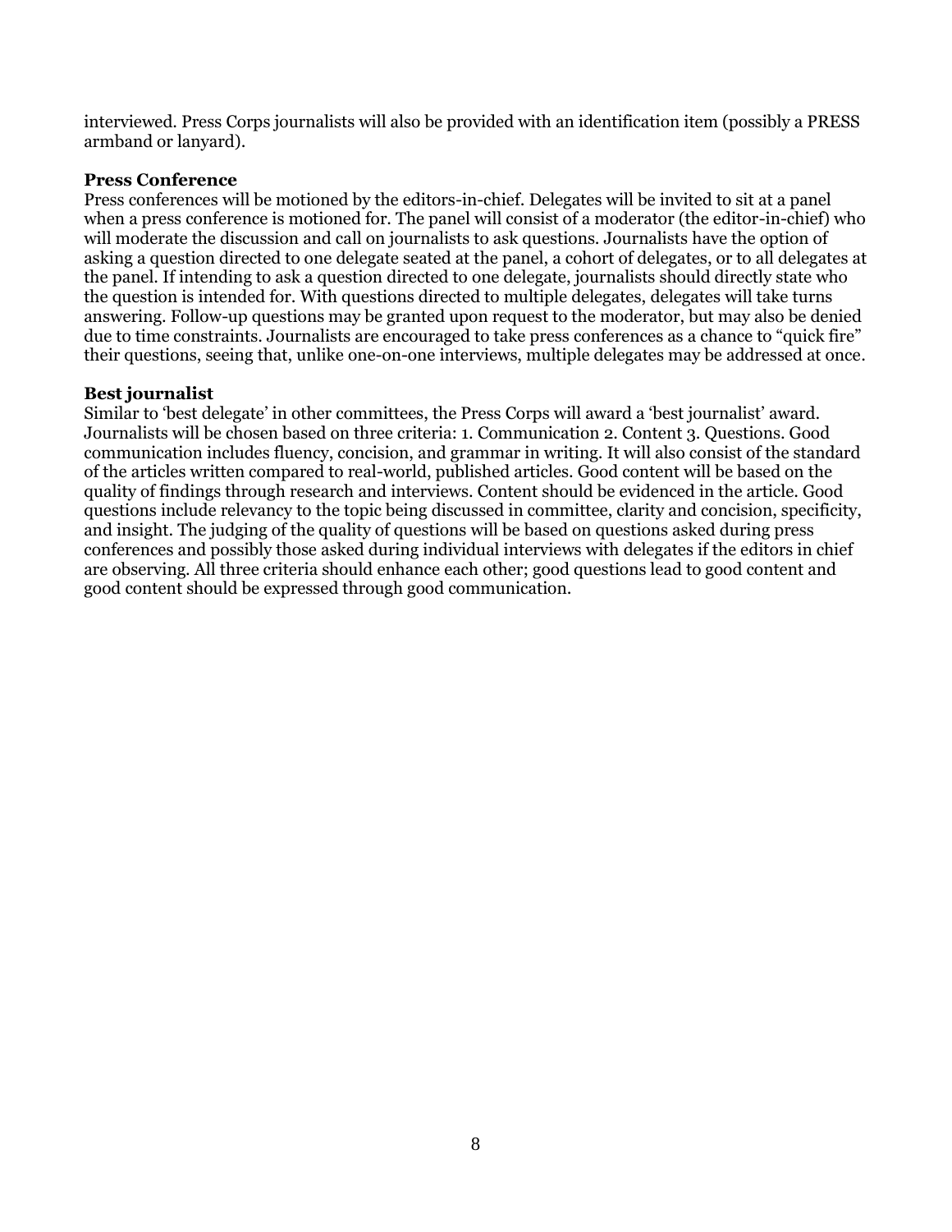interviewed. Press Corps journalists will also be provided with an identification item (possibly a PRESS armband or lanyard).

**Press Conference**

Press conferences will be motioned by the editors-in-chief. Delegates will be invited to sit at a panel when a press conference is motioned for. The panel will consist of a moderator (the editor-in-chief) who will moderate the discussion and call on journalists to ask questions. Journalists have the option of asking a question directed to one delegate seated at the panel, a cohort of delegates, or to all delegates at the panel. If intending to ask a question directed to one delegate, journalists should directly state who the question is intended for. With questions directed to multiple delegates, delegates will take turns answering. Follow-up questions may be granted upon request to the moderator, but may also be denied due to time constraints. Journalists are encouraged to take press conferences as a chance to "quick fire" their questions, seeing that, unlike one-on-one interviews, multiple delegates may be addressed at once.

**Best journalist**

Similar to 'best delegate' in other committees, the Press Corps will award a 'best journalist' award. Journalists will be chosen based on three criteria: 1. Communication 2. Content 3. Questions. Good communication includes fluency, concision, and grammar in writing. It will also consist of the standard of the articles written compared to real-world, published articles. Good content will be based on the quality of findings through research and interviews. Content should be evidenced in the article. Good questions include relevancy to the topic being discussed in committee, clarity and concision, specificity, and insight. The judging of the quality of questions will be based on questions asked during press conferences and possibly those asked during individual interviews with delegates if the editors in chief are observing. All three criteria should enhance each other; good questions lead to good content and good content should be expressed through good communication.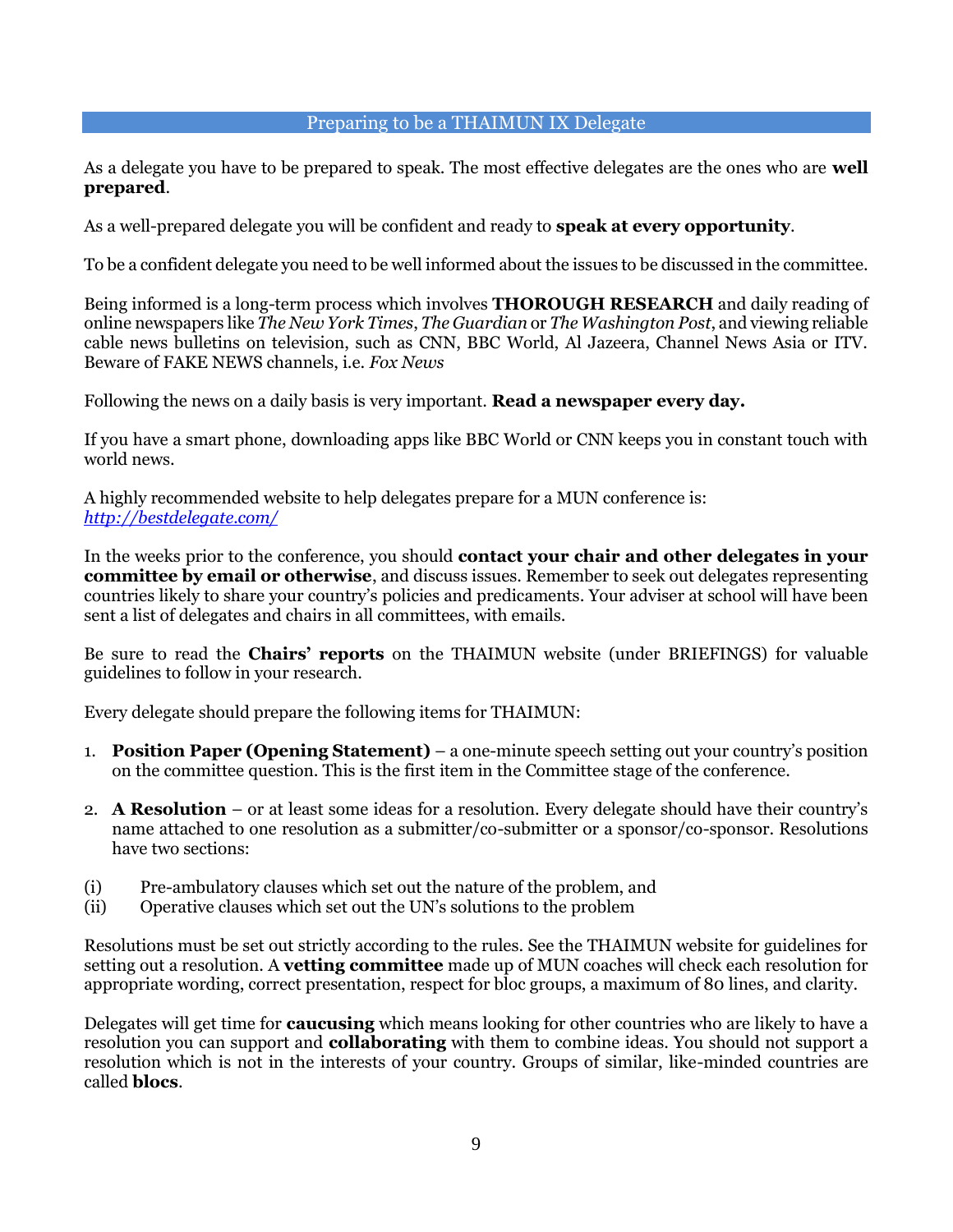## Preparing to be a THAIMUN IX Delegate

As a delegate you have to be prepared to speak. The most effective delegates are the ones who are **well prepared**.

As a well-prepared delegate you will be confident and ready to **speak at every opportunity**.

To be a confident delegate you need to be well informed about the issues to be discussed in the committee.

Being informed is a long-term process which involves **THOROUGH RESEARCH** and daily reading of online newspapers like *The New York Times*, *The Guardian* or *The Washington Post*, and viewing reliable cable news bulletins on television, such as CNN, BBC World, Al Jazeera, Channel News Asia or ITV. Beware of FAKE NEWS channels, i.e. *Fox News*

Following the news on a daily basis is very important. **Read a newspaper every day.**

If you have a smart phone, downloading apps like BBC World or CNN keeps you in constant touch with world news.

A highly recommended website to help delegates prepare for a MUN conference is:
*http://bestdelegate.com/*

In the weeks prior to the conference, you should **contact your chair and other delegates in your committee by email or otherwise**, and discuss issues. Remember to seek out delegates representing countries likely to share your country's policies and predicaments. Your adviser at school will have been sent a list of delegates and chairs in all committees, with emails.

Be sure to read the **Chairs' reports** on the THAIMUN website (under BRIEFINGS) for valuable guidelines to follow in your research.

Every delegate should prepare the following items for THAIMUN:

1. **Position Paper (Opening Statement)** – a one-minute speech setting out your country's position on the committee question. This is the first item in the Committee stage of the conference.

2. **A Resolution** – or at least some ideas for a resolution. Every delegate should have their country's name attached to one resolution as a submitter/co-submitter or a sponsor/co-sponsor. Resolutions have two sections:

(i) Pre-ambulatory clauses which set out the nature of the problem, and
(ii) Operative clauses which set out the UN's solutions to the problem

Resolutions must be set out strictly according to the rules. See the THAIMUN website for guidelines for setting out a resolution. A **vetting committee** made up of MUN coaches will check each resolution for appropriate wording, correct presentation, respect for bloc groups, a maximum of 80 lines, and clarity.

Delegates will get time for **caucusing** which means looking for other countries who are likely to have a resolution you can support and **collaborating** with them to combine ideas. You should not support a resolution which is not in the interests of your country. Groups of similar, like-minded countries are called **blocs**.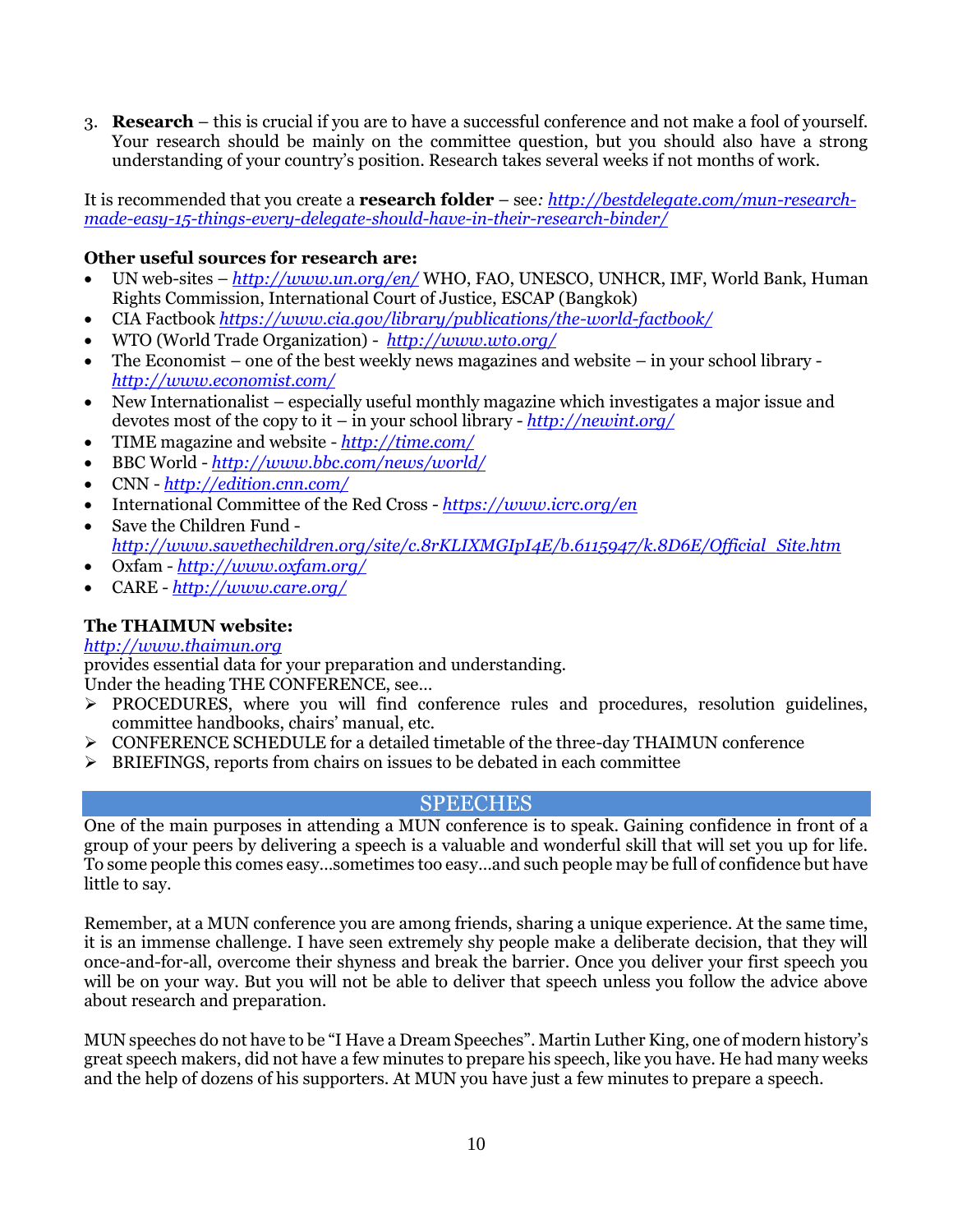3. **Research** – this is crucial if you are to have a successful conference and not make a fool of yourself. Your research should be mainly on the committee question, but you should also have a strong understanding of your country's position. Research takes several weeks if not months of work.

It is recommended that you create a **research folder** – see*: [http://bestdelegate.com/mun-research-made-easy-15-things-every-delegate-should-have-in-their-research-binder/](http://bestdelegate.com/mun-research-made-easy-15-things-every-delegate-should-have-in-their-research-binder/)*

**Other useful sources for research are:**

- UN web-sites – *[http://www.un.org/en/](http://www.un.org/en/)* WHO, FAO, UNESCO, UNHCR, IMF, World Bank, Human Rights Commission, International Court of Justice, ESCAP (Bangkok)
- CIA Factbook *[https://www.cia.gov/library/publications/the-world-factbook/](https://www.cia.gov/library/publications/the-world-factbook/)*
- WTO (World Trade Organization) - *[http://www.wto.org/](http://www.wto.org/)*
- The Economist – one of the best weekly news magazines and website – in your school library - *[http://www.economist.com/](http://www.economist.com/)*
- New Internationalist – especially useful monthly magazine which investigates a major issue and devotes most of the copy to it – in your school library - *[http://newint.org/](http://newint.org/)*
- TIME magazine and website - *[http://time.com/](http://time.com/)*
- BBC World - *[http://www.bbc.com/news/world/](http://www.bbc.com/news/world/)*
- CNN - *[http://edition.cnn.com/](http://edition.cnn.com/)*
- International Committee of the Red Cross - *[https://www.icrc.org/en](https://www.icrc.org/en)*
- Save the Children Fund - *[http://www.savethechildren.org/site/c.8rKLIXMGIpI4E/b.6115947/k.8D6E/Official_Site.htm](http://www.savethechildren.org/site/c.8rKLIXMGIpI4E/b.6115947/k.8D6E/Official_Site.htm)*
- Oxfam - *[http://www.oxfam.org/](http://www.oxfam.org/)*
- CARE - *[http://www.care.org/](http://www.care.org/)*

**The THAIMUN website:**

*[http://www.thaimun.org](http://www.thaimun.org)*

provides essential data for your preparation and understanding.

Under the heading THE CONFERENCE, see…

- PROCEDURES, where you will find conference rules and procedures, resolution guidelines, committee handbooks, chairs' manual, etc.
- CONFERENCE SCHEDULE for a detailed timetable of the three-day THAIMUN conference
- BRIEFINGS, reports from chairs on issues to be debated in each committee

## SPEECHES

One of the main purposes in attending a MUN conference is to speak. Gaining confidence in front of a group of your peers by delivering a speech is a valuable and wonderful skill that will set you up for life. To some people this comes easy…sometimes too easy…and such people may be full of confidence but have little to say.

Remember, at a MUN conference you are among friends, sharing a unique experience. At the same time, it is an immense challenge. I have seen extremely shy people make a deliberate decision, that they will once-and-for-all, overcome their shyness and break the barrier. Once you deliver your first speech you will be on your way. But you will not be able to deliver that speech unless you follow the advice above about research and preparation.

MUN speeches do not have to be "I Have a Dream Speeches". Martin Luther King, one of modern history's great speech makers, did not have a few minutes to prepare his speech, like you have. He had many weeks and the help of dozens of his supporters. At MUN you have just a few minutes to prepare a speech.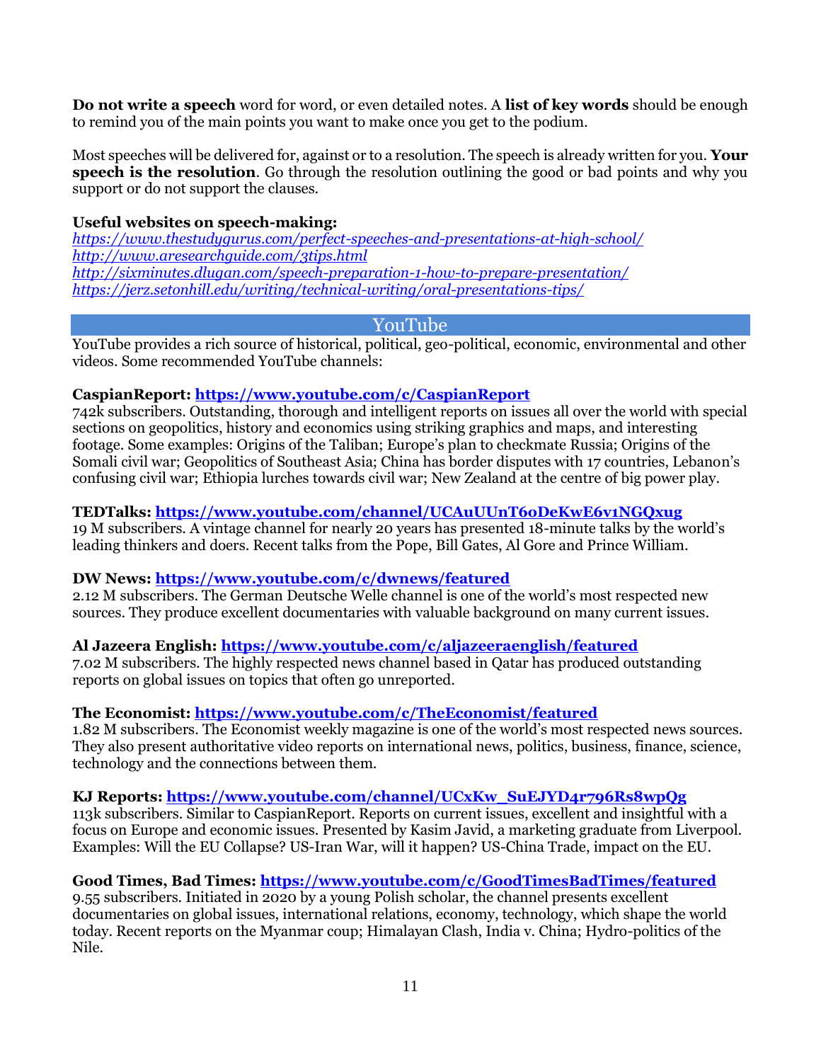**Do not write a speech** word for word, or even detailed notes. A **list of key words** should be enough to remind you of the main points you want to make once you get to the podium.

Most speeches will be delivered for, against or to a resolution. The speech is already written for you. **Your speech is the resolution**. Go through the resolution outlining the good or bad points and why you support or do not support the clauses.

**Useful websites on speech-making:**
*https://www.thestudygurus.com/perfect-speeches-and-presentations-at-high-school/*
*http://www.aresearchguide.com/3tips.html*
*http://sixminutes.dlugan.com/speech-preparation-1-how-to-prepare-presentation/*
*https://jerz.setonhill.edu/writing/technical-writing/oral-presentations-tips/*

## YouTube

YouTube provides a rich source of historical, political, geo-political, economic, environmental and other videos. Some recommended YouTube channels:

**CaspianReport: https://www.youtube.com/c/CaspianReport**
742k subscribers. Outstanding, thorough and intelligent reports on issues all over the world with special sections on geopolitics, history and economics using striking graphics and maps, and interesting footage. Some examples: Origins of the Taliban; Europe's plan to checkmate Russia; Origins of the Somali civil war; Geopolitics of Southeast Asia; China has border disputes with 17 countries, Lebanon's confusing civil war; Ethiopia lurches towards civil war; New Zealand at the centre of big power play.

**TEDTalks: https://www.youtube.com/channel/UCAuUUnT6oDeKwE6v1NGQxug**
19 M subscribers. A vintage channel for nearly 20 years has presented 18-minute talks by the world's leading thinkers and doers. Recent talks from the Pope, Bill Gates, Al Gore and Prince William.

**DW News: https://www.youtube.com/c/dwnews/featured**
2.12 M subscribers. The German Deutsche Welle channel is one of the world's most respected new sources. They produce excellent documentaries with valuable background on many current issues.

**Al Jazeera English: https://www.youtube.com/c/aljazeeraenglish/featured**
7.02 M subscribers. The highly respected news channel based in Qatar has produced outstanding reports on global issues on topics that often go unreported.

**The Economist: https://www.youtube.com/c/TheEconomist/featured**
1.82 M subscribers. The Economist weekly magazine is one of the world's most respected news sources. They also present authoritative video reports on international news, politics, business, finance, science, technology and the connections between them.

**KJ Reports: https://www.youtube.com/channel/UCxKw_SuEJYD4r796Rs8wpQg**
113k subscribers. Similar to CaspianReport. Reports on current issues, excellent and insightful with a focus on Europe and economic issues. Presented by Kasim Javid, a marketing graduate from Liverpool. Examples: Will the EU Collapse? US-Iran War, will it happen? US-China Trade, impact on the EU.

**Good Times, Bad Times: https://www.youtube.com/c/GoodTimesBadTimes/featured**
9.55 subscribers. Initiated in 2020 by a young Polish scholar, the channel presents excellent documentaries on global issues, international relations, economy, technology, which shape the world today. Recent reports on the Myanmar coup; Himalayan Clash, India v. China; Hydro-politics of the Nile.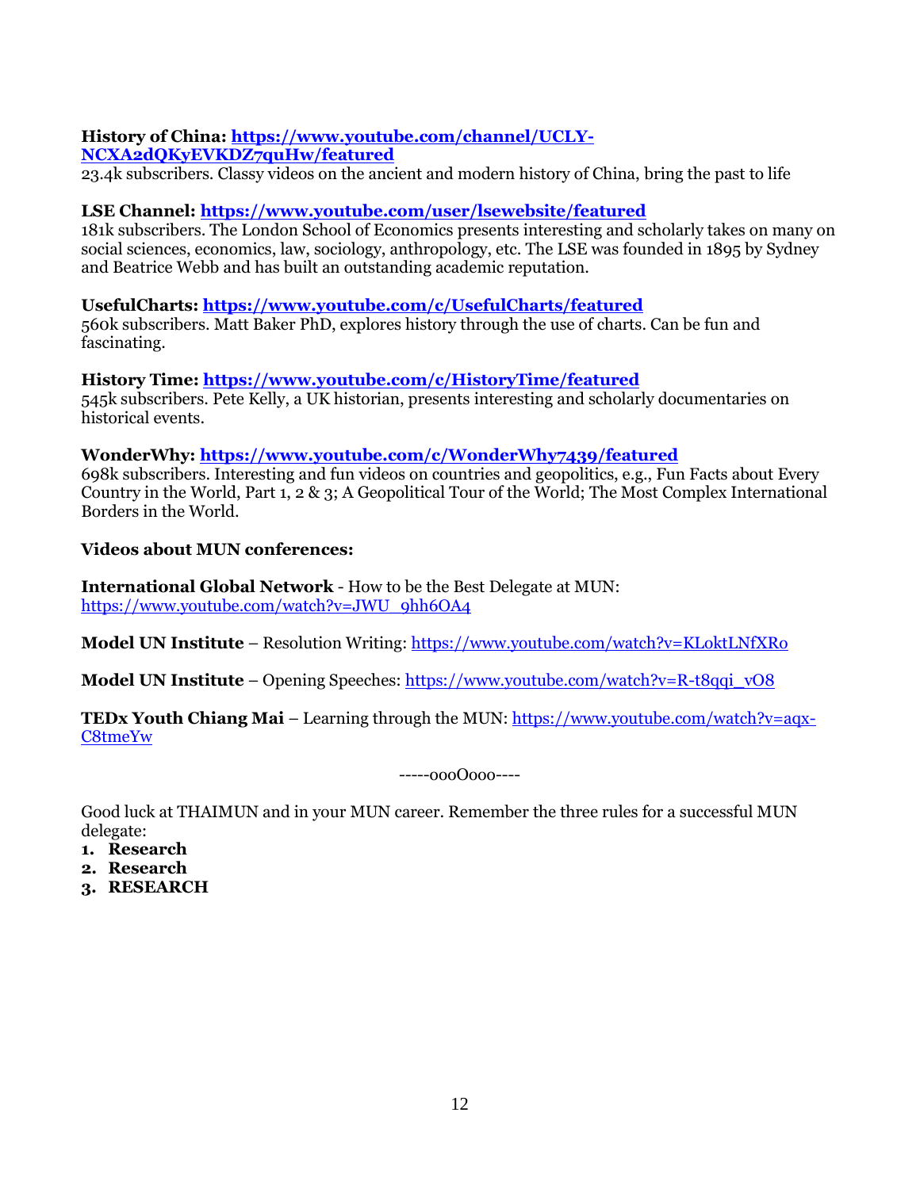**History of China: https://www.youtube.com/channel/UCLY-NCXA2dQKyEVKDZ7quHw/featured**
23.4k subscribers. Classy videos on the ancient and modern history of China, bring the past to life

**LSE Channel: https://www.youtube.com/user/lsewebsite/featured**
181k subscribers. The London School of Economics presents interesting and scholarly takes on many on social sciences, economics, law, sociology, anthropology, etc. The LSE was founded in 1895 by Sydney and Beatrice Webb and has built an outstanding academic reputation.

**UsefulCharts: https://www.youtube.com/c/UsefulCharts/featured**
560k subscribers. Matt Baker PhD, explores history through the use of charts. Can be fun and fascinating.

**History Time: https://www.youtube.com/c/HistoryTime/featured**
545k subscribers. Pete Kelly, a UK historian, presents interesting and scholarly documentaries on historical events.

**WonderWhy: https://www.youtube.com/c/WonderWhy7439/featured**
698k subscribers. Interesting and fun videos on countries and geopolitics, e.g., Fun Facts about Every Country in the World, Part 1, 2 & 3; A Geopolitical Tour of the World; The Most Complex International Borders in the World.

**Videos about MUN conferences:**

**International Global Network** - How to be the Best Delegate at MUN: https://www.youtube.com/watch?v=JWU_9hh6OA4

**Model UN Institute** – Resolution Writing: https://www.youtube.com/watch?v=KLoktLNfXRo

**Model UN Institute** – Opening Speeches: https://www.youtube.com/watch?v=R-t8qqi_vO8

**TEDx Youth Chiang Mai** – Learning through the MUN: https://www.youtube.com/watch?v=aqx-C8tmeYw

-----oooOooo----

Good luck at THAIMUN and in your MUN career. Remember the three rules for a successful MUN delegate:

1. **Research**
2. **Research**
3. **RESEARCH**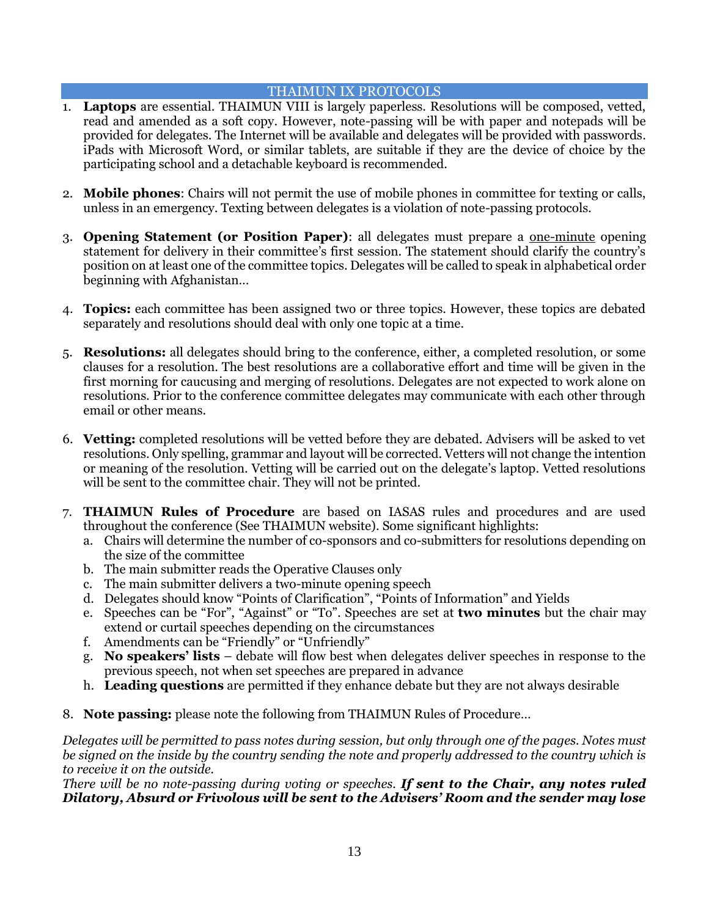## THAIMUN IX PROTOCOLS

1. **Laptops** are essential. THAIMUN VIII is largely paperless. Resolutions will be composed, vetted, read and amended as a soft copy. However, note-passing will be with paper and notepads will be provided for delegates. The Internet will be available and delegates will be provided with passwords. iPads with Microsoft Word, or similar tablets, are suitable if they are the device of choice by the participating school and a detachable keyboard is recommended.

2. **Mobile phones**: Chairs will not permit the use of mobile phones in committee for texting or calls, unless in an emergency. Texting between delegates is a violation of note-passing protocols.

3. **Opening Statement (or Position Paper)**: all delegates must prepare a <u>one-minute</u> opening statement for delivery in their committee's first session. The statement should clarify the country's position on at least one of the committee topics. Delegates will be called to speak in alphabetical order beginning with Afghanistan…

4. **Topics:** each committee has been assigned two or three topics. However, these topics are debated separately and resolutions should deal with only one topic at a time.

5. **Resolutions:** all delegates should bring to the conference, either, a completed resolution, or some clauses for a resolution. The best resolutions are a collaborative effort and time will be given in the first morning for caucusing and merging of resolutions. Delegates are not expected to work alone on resolutions. Prior to the conference committee delegates may communicate with each other through email or other means.

6. **Vetting:** completed resolutions will be vetted before they are debated. Advisers will be asked to vet resolutions. Only spelling, grammar and layout will be corrected. Vetters will not change the intention or meaning of the resolution. Vetting will be carried out on the delegate's laptop. Vetted resolutions will be sent to the committee chair. They will not be printed.

7. **THAIMUN Rules of Procedure** are based on IASAS rules and procedures and are used throughout the conference (See THAIMUN website). Some significant highlights:
   a. Chairs will determine the number of co-sponsors and co-submitters for resolutions depending on the size of the committee
   b. The main submitter reads the Operative Clauses only
   c. The main submitter delivers a two-minute opening speech
   d. Delegates should know "Points of Clarification", "Points of Information" and Yields
   e. Speeches can be "For", "Against" or "To". Speeches are set at **two minutes** but the chair may extend or curtail speeches depending on the circumstances
   f. Amendments can be "Friendly" or "Unfriendly"
   g. **No speakers' lists** – debate will flow best when delegates deliver speeches in response to the previous speech, not when set speeches are prepared in advance
   h. **Leading questions** are permitted if they enhance debate but they are not always desirable

8. **Note passing:** please note the following from THAIMUN Rules of Procedure…

*Delegates will be permitted to pass notes during session, but only through one of the pages. Notes must be signed on the inside by the country sending the note and properly addressed to the country which is to receive it on the outside.*
*There will be no note-passing during voting or speeches.* ***If sent to the Chair, any notes ruled Dilatory, Absurd or Frivolous will be sent to the Advisers' Room and the sender may lose***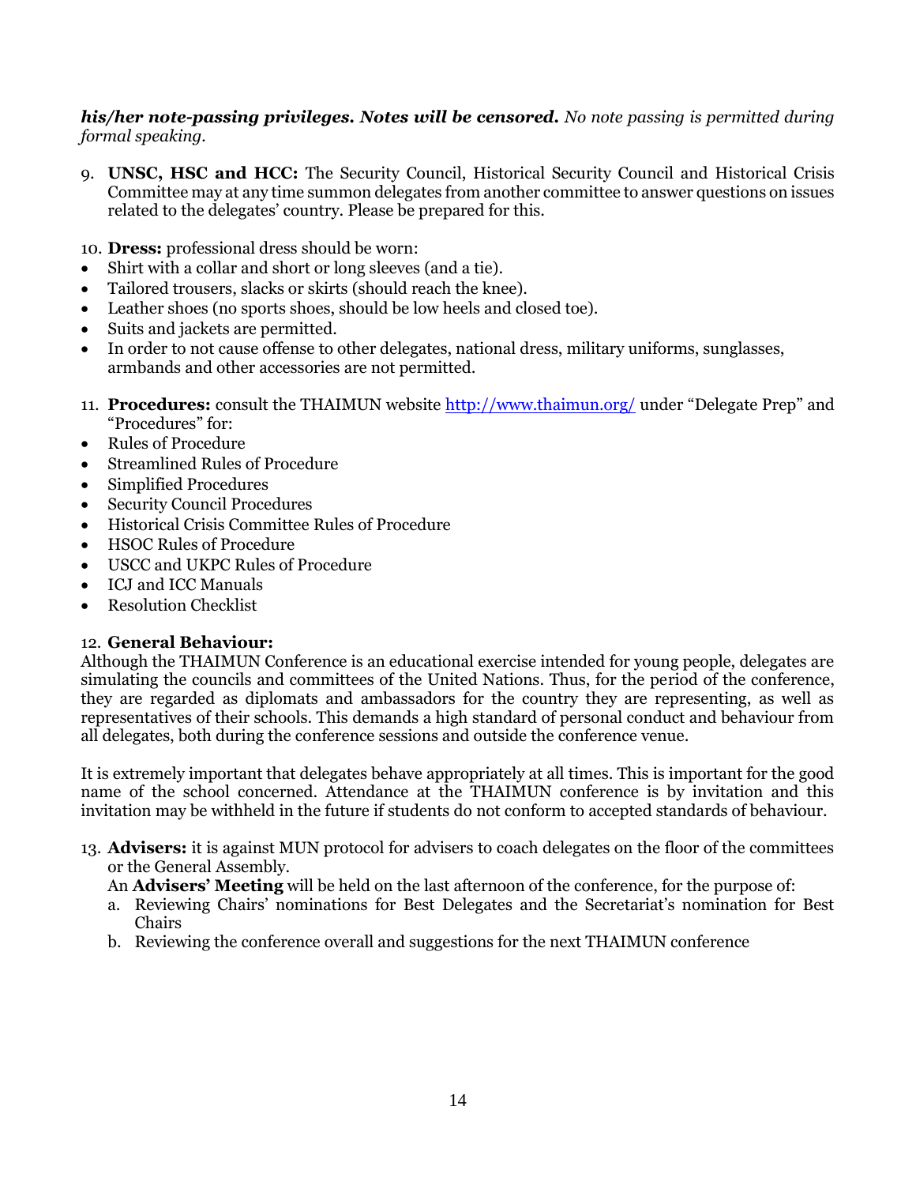***his/her note-passing privileges. Notes will be censored.*** *No note passing is permitted during formal speaking.*

9. **UNSC, HSC and HCC:** The Security Council, Historical Security Council and Historical Crisis Committee may at any time summon delegates from another committee to answer questions on issues related to the delegates' country. Please be prepared for this.

10. **Dress:** professional dress should be worn:

- Shirt with a collar and short or long sleeves (and a tie).
- Tailored trousers, slacks or skirts (should reach the knee).
- Leather shoes (no sports shoes, should be low heels and closed toe).
- Suits and jackets are permitted.
- In order to not cause offense to other delegates, national dress, military uniforms, sunglasses, armbands and other accessories are not permitted.

11. **Procedures:** consult the THAIMUN website [http://www.thaimun.org/](http://www.thaimun.org/) under "Delegate Prep" and "Procedures" for:

- Rules of Procedure
- Streamlined Rules of Procedure
- Simplified Procedures
- Security Council Procedures
- Historical Crisis Committee Rules of Procedure
- HSOC Rules of Procedure
- USCC and UKPC Rules of Procedure
- ICJ and ICC Manuals
- Resolution Checklist

12. **General Behaviour:**

Although the THAIMUN Conference is an educational exercise intended for young people, delegates are simulating the councils and committees of the United Nations. Thus, for the period of the conference, they are regarded as diplomats and ambassadors for the country they are representing, as well as representatives of their schools. This demands a high standard of personal conduct and behaviour from all delegates, both during the conference sessions and outside the conference venue.

It is extremely important that delegates behave appropriately at all times. This is important for the good name of the school concerned. Attendance at the THAIMUN conference is by invitation and this invitation may be withheld in the future if students do not conform to accepted standards of behaviour.

13. **Advisers:** it is against MUN protocol for advisers to coach delegates on the floor of the committees or the General Assembly.

    An **Advisers' Meeting** will be held on the last afternoon of the conference, for the purpose of:

    a. Reviewing Chairs' nominations for Best Delegates and the Secretariat's nomination for Best Chairs
    b. Reviewing the conference overall and suggestions for the next THAIMUN conference